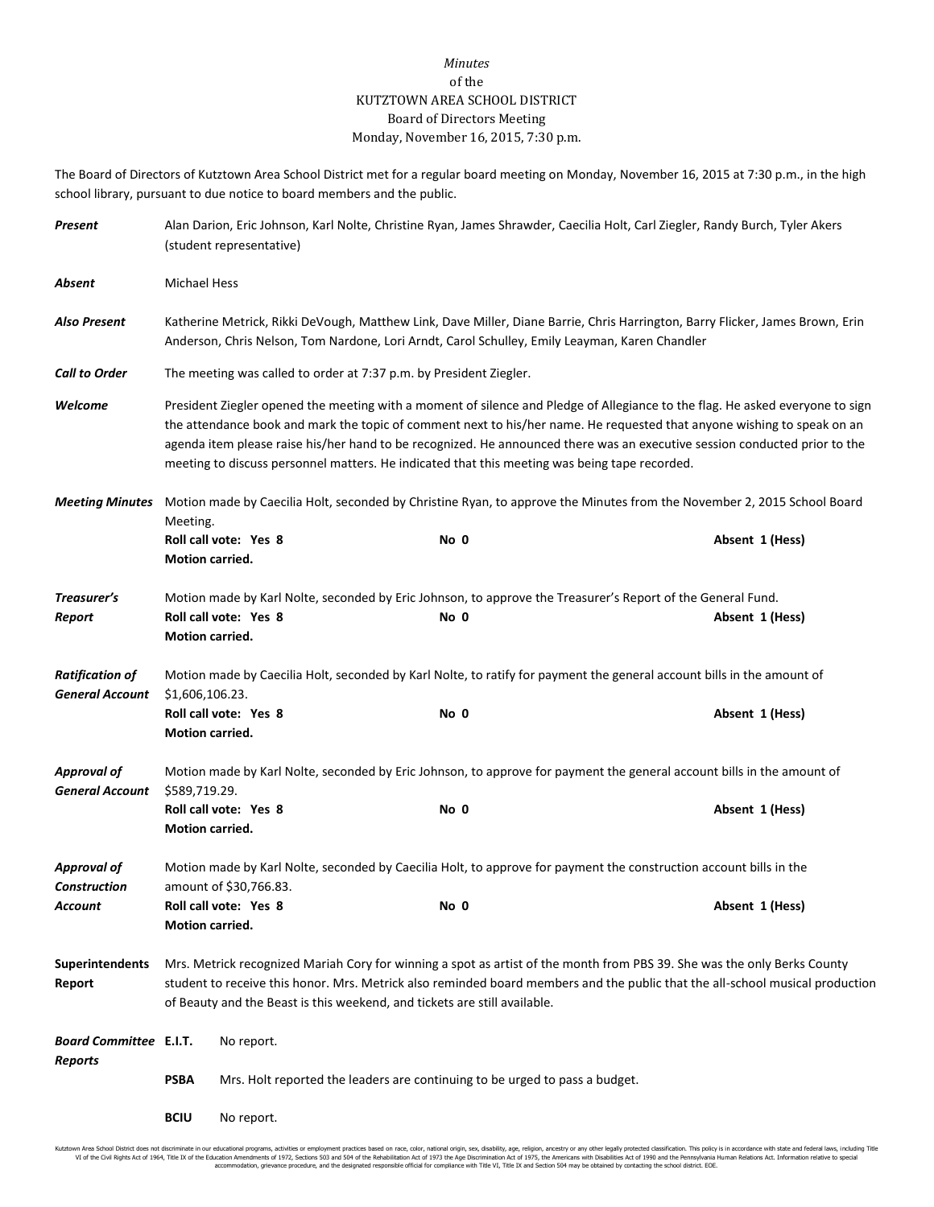*Minutes*
of the
KUTZTOWN AREA SCHOOL DISTRICT
Board of Directors Meeting
Monday, November 16, 2015, 7:30 p.m.

The Board of Directors of Kutztown Area School District met for a regular board meeting on Monday, November 16, 2015 at 7:30 p.m., in the high school library, pursuant to due notice to board members and the public.

***Present*** Alan Darion, Eric Johnson, Karl Nolte, Christine Ryan, James Shrawder, Caecilia Holt, Carl Ziegler, Randy Burch, Tyler Akers (student representative)

***Absent*** Michael Hess

***Also Present*** Katherine Metrick, Rikki DeVough, Matthew Link, Dave Miller, Diane Barrie, Chris Harrington, Barry Flicker, James Brown, Erin Anderson, Chris Nelson, Tom Nardone, Lori Arndt, Carol Schulley, Emily Leayman, Karen Chandler

***Call to Order*** The meeting was called to order at 7:37 p.m. by President Ziegler.

***Welcome*** President Ziegler opened the meeting with a moment of silence and Pledge of Allegiance to the flag. He asked everyone to sign the attendance book and mark the topic of comment next to his/her name. He requested that anyone wishing to speak on an agenda item please raise his/her hand to be recognized. He announced there was an executive session conducted prior to the meeting to discuss personnel matters. He indicated that this meeting was being tape recorded.

***Meeting Minutes*** Motion made by Caecilia Holt, seconded by Christine Ryan, to approve the Minutes from the November 2, 2015 School Board Meeting.
**Roll call vote: Yes 8** **No 0** **Absent 1 (Hess)**
**Motion carried.**

***Treasurer's Report*** Motion made by Karl Nolte, seconded by Eric Johnson, to approve the Treasurer's Report of the General Fund.
**Roll call vote: Yes 8** **No 0** **Absent 1 (Hess)**
**Motion carried.**

***Ratification of General Account*** Motion made by Caecilia Holt, seconded by Karl Nolte, to ratify for payment the general account bills in the amount of $1,606,106.23.
**Roll call vote: Yes 8** **No 0** **Absent 1 (Hess)**
**Motion carried.**

***Approval of General Account*** Motion made by Karl Nolte, seconded by Eric Johnson, to approve for payment the general account bills in the amount of $589,719.29.
**Roll call vote: Yes 8** **No 0** **Absent 1 (Hess)**
**Motion carried.**

***Approval of Construction Account*** Motion made by Karl Nolte, seconded by Caecilia Holt, to approve for payment the construction account bills in the amount of $30,766.83.
**Roll call vote: Yes 8** **No 0** **Absent 1 (Hess)**
**Motion carried.**

**Superintendents Report** Mrs. Metrick recognized Mariah Cory for winning a spot as artist of the month from PBS 39. She was the only Berks County student to receive this honor. Mrs. Metrick also reminded board members and the public that the all-school musical production of Beauty and the Beast is this weekend, and tickets are still available.

***Board Committee Reports***

**E.I.T.** No report.

**PSBA** Mrs. Holt reported the leaders are continuing to be urged to pass a budget.

**BCIU** No report.

Kutztown Area School District does not discriminate in our educational programs, activities or employment practices based on race, color, national origin, sex, disability, age, religion, ancestry or any other legally protected classification. This policy is in accordance with state and federal laws, including Title VI of the Civil Rights Act of 1964, Title IX of the Education Amendments of 1972, Sections 503 and 504 of the Rehabilitation Act of 1973 the Age Discrimination Act of 1975, the Americans with Disabilities Act of 1990 and the Pennsylvania Human Relations Act. Information relative to special accommodation, grievance procedure, and the designated responsible official for compliance with Title VI, Title IX and Section 504 may be obtained by contacting the school district. EOE.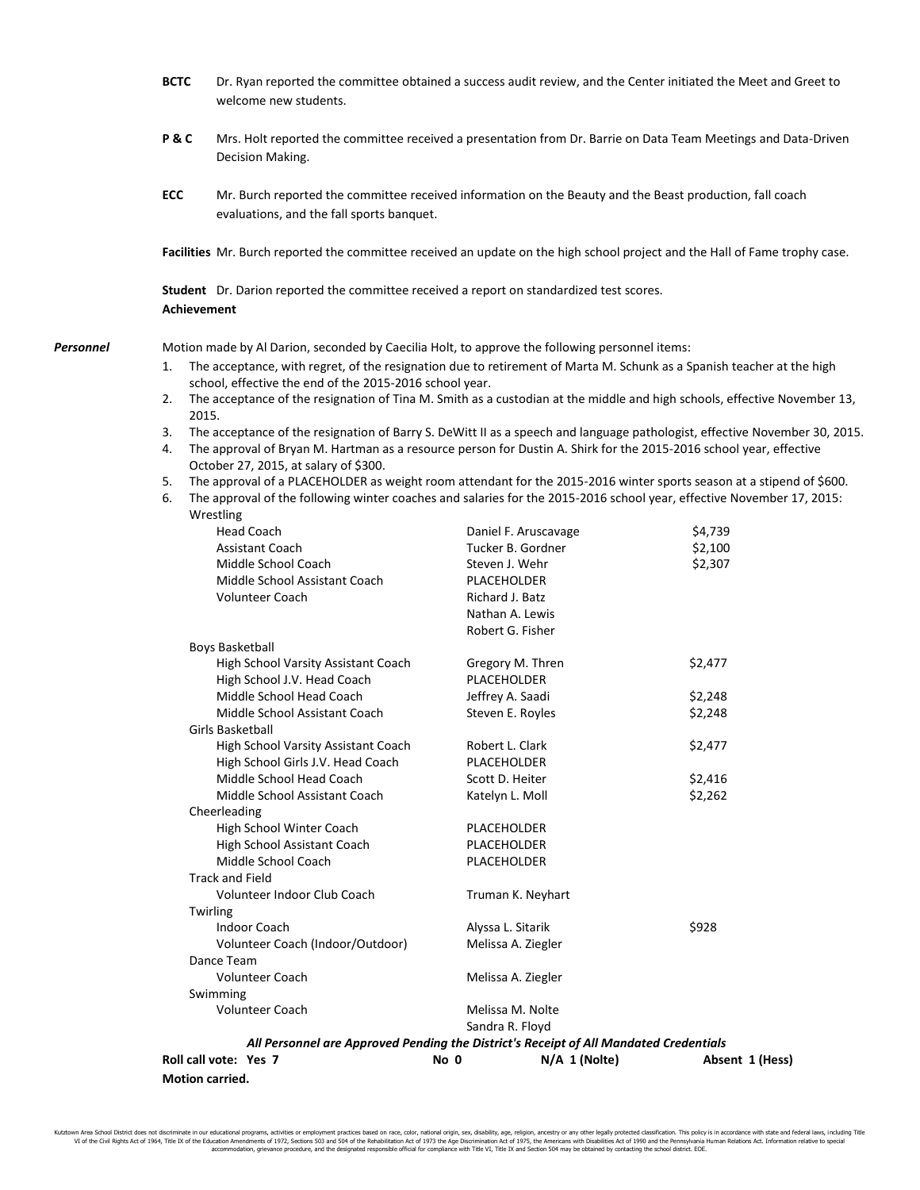**BCTC** Dr. Ryan reported the committee obtained a success audit review, and the Center initiated the Meet and Greet to welcome new students.

**P & C** Mrs. Holt reported the committee received a presentation from Dr. Barrie on Data Team Meetings and Data-Driven Decision Making.

**ECC** Mr. Burch reported the committee received information on the Beauty and the Beast production, fall coach evaluations, and the fall sports banquet.

**Facilities** Mr. Burch reported the committee received an update on the high school project and the Hall of Fame trophy case.

**Student Achievement** Dr. Darion reported the committee received a report on standardized test scores.

***Personnel***

Motion made by Al Darion, seconded by Caecilia Holt, to approve the following personnel items:

1. The acceptance, with regret, of the resignation due to retirement of Marta M. Schunk as a Spanish teacher at the high school, effective the end of the 2015-2016 school year.
2. The acceptance of the resignation of Tina M. Smith as a custodian at the middle and high schools, effective November 13, 2015.
3. The acceptance of the resignation of Barry S. DeWitt II as a speech and language pathologist, effective November 30, 2015.
4. The approval of Bryan M. Hartman as a resource person for Dustin A. Shirk for the 2015-2016 school year, effective October 27, 2015, at salary of $300.
5. The approval of a PLACEHOLDER as weight room attendant for the 2015-2016 winter sports season at a stipend of $600.
6. The approval of the following winter coaches and salaries for the 2015-2016 school year, effective November 17, 2015:

| Position | Name | Salary |
|---|---|---|
| **Wrestling** | | |
| Head Coach | Daniel F. Aruscavage | $4,739 |
| Assistant Coach | Tucker B. Gordner | $2,100 |
| Middle School Coach | Steven J. Wehr | $2,307 |
| Middle School Assistant Coach | PLACEHOLDER | |
| Volunteer Coach | Richard J. Batz | |
| | Nathan A. Lewis | |
| | Robert G. Fisher | |
| **Boys Basketball** | | |
| High School Varsity Assistant Coach | Gregory M. Thren | $2,477 |
| High School J.V. Head Coach | PLACEHOLDER | |
| Middle School Head Coach | Jeffrey A. Saadi | $2,248 |
| Middle School Assistant Coach | Steven E. Royles | $2,248 |
| **Girls Basketball** | | |
| High School Varsity Assistant Coach | Robert L. Clark | $2,477 |
| High School Girls J.V. Head Coach | PLACEHOLDER | |
| Middle School Head Coach | Scott D. Heiter | $2,416 |
| Middle School Assistant Coach | Katelyn L. Moll | $2,262 |
| **Cheerleading** | | |
| High School Winter Coach | PLACEHOLDER | |
| High School Assistant Coach | PLACEHOLDER | |
| Middle School Coach | PLACEHOLDER | |
| **Track and Field** | | |
| Volunteer Indoor Club Coach | Truman K. Neyhart | |
| **Twirling** | | |
| Indoor Coach | Alyssa L. Sitarik | $928 |
| Volunteer Coach (Indoor/Outdoor) | Melissa A. Ziegler | |
| **Dance Team** | | |
| Volunteer Coach | Melissa A. Ziegler | |
| **Swimming** | | |
| Volunteer Coach | Melissa M. Nolte | |
| | Sandra R. Floyd | |

***All Personnel are Approved Pending the District's Receipt of All Mandated Credentials***

**Roll call vote: Yes 7 No 0 N/A 1 (Nolte) Absent 1 (Hess)**

**Motion carried.**

Kutztown Area School District does not discriminate in our educational programs, activities or employment practices based on race, color, national origin, sex, disability, age, religion, ancestry or any other legally protected classification. This policy is in accordance with state and federal laws, including Title VI of the Civil Rights Act of 1964, Title IX of the Education Amendments of 1972, Sections 503 and 504 of the Rehabilitation Act of 1973 the Age Discrimination Act of 1975, the Americans with Disabilities Act of 1990 and the Pennsylvania Human Relations Act. Information relative to special accommodation, grievance procedure, and the designated responsible official for compliance with Title VI, Title IX and Section 504 may be obtained by contacting the school district. EOE.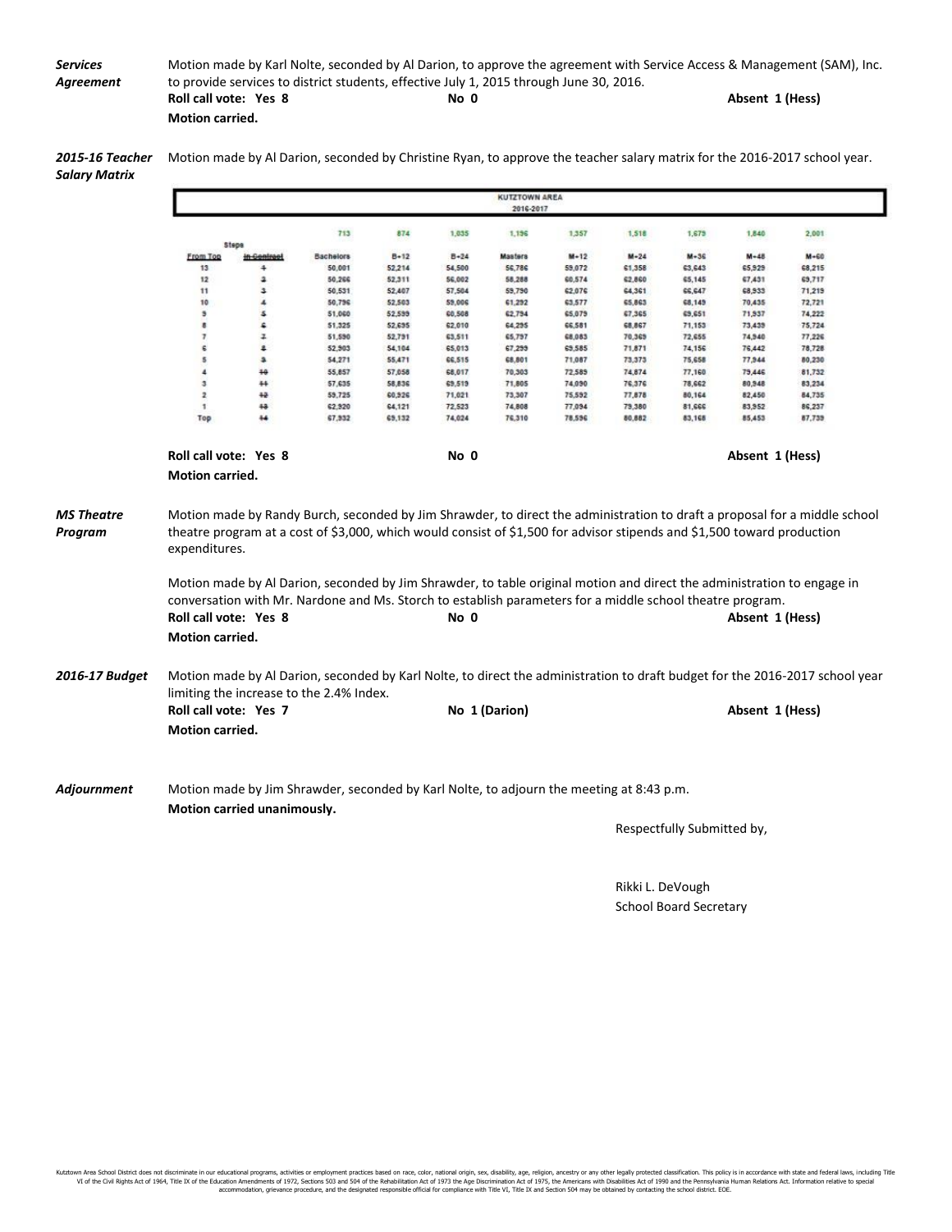*Services Agreement*

Motion made by Karl Nolte, seconded by Al Darion, to approve the agreement with Service Access & Management (SAM), Inc. to provide services to district students, effective July 1, 2015 through June 30, 2016.

**Roll call vote: Yes 8 No 0 Absent 1 (Hess)**

**Motion carried.**

*2015-16 Teacher Salary Matrix*

Motion made by Al Darion, seconded by Christine Ryan, to approve the teacher salary matrix for the 2016-2017 school year.

KUTZTOWN AREA
2016-2017

| Steps From Top | Steps ~~In Contract~~ | Bachelors | B+12 | B+24 | Masters | M+12 | M+24 | M+36 | M+48 | M+60 |
|---|---|---|---|---|---|---|---|---|---|---|
| | | 713 | 874 | 1,035 | 1,196 | 1,357 | 1,518 | 1,679 | 1,840 | 2,001 |
| 13 | ~~1~~ | 50,001 | 52,214 | 54,500 | 56,786 | 59,072 | 61,358 | 63,643 | 65,929 | 68,215 |
| 12 | ~~2~~ | 50,266 | 52,311 | 56,002 | 58,288 | 60,574 | 62,860 | 65,145 | 67,431 | 69,717 |
| 11 | ~~3~~ | 50,531 | 52,407 | 57,504 | 59,790 | 62,076 | 64,361 | 66,647 | 68,933 | 71,219 |
| 10 | ~~4~~ | 50,796 | 52,503 | 59,006 | 61,292 | 63,577 | 65,863 | 68,149 | 70,435 | 72,721 |
| 9 | ~~5~~ | 51,060 | 52,599 | 60,508 | 62,794 | 65,079 | 67,365 | 69,651 | 71,937 | 74,222 |
| 8 | ~~6~~ | 51,325 | 52,695 | 62,010 | 64,295 | 66,581 | 68,867 | 71,153 | 73,439 | 75,724 |
| 7 | ~~7~~ | 51,590 | 52,791 | 63,511 | 65,797 | 68,083 | 70,369 | 72,655 | 74,940 | 77,226 |
| 6 | ~~8~~ | 52,903 | 54,104 | 65,013 | 67,299 | 69,585 | 71,871 | 74,156 | 76,442 | 78,728 |
| 5 | ~~9~~ | 54,271 | 55,471 | 66,515 | 68,801 | 71,087 | 73,373 | 75,658 | 77,944 | 80,230 |
| 4 | ~~10~~ | 55,857 | 57,058 | 68,017 | 70,303 | 72,589 | 74,874 | 77,160 | 79,446 | 81,732 |
| 3 | ~~11~~ | 57,635 | 58,836 | 69,519 | 71,805 | 74,090 | 76,376 | 78,662 | 80,948 | 83,234 |
| 2 | ~~12~~ | 59,725 | 60,926 | 71,021 | 73,307 | 75,592 | 77,878 | 80,164 | 82,450 | 84,735 |
| 1 | ~~13~~ | 62,920 | 64,121 | 72,523 | 74,808 | 77,094 | 79,380 | 81,666 | 83,952 | 86,237 |
| Top | ~~14~~ | 67,932 | 69,132 | 74,024 | 76,310 | 78,596 | 80,882 | 83,168 | 85,453 | 87,739 |

**Roll call vote: Yes 8 No 0 Absent 1 (Hess)**

**Motion carried.**

*MS Theatre Program*

Motion made by Randy Burch, seconded by Jim Shrawder, to direct the administration to draft a proposal for a middle school theatre program at a cost of $3,000, which would consist of $1,500 for advisor stipends and $1,500 toward production expenditures.

Motion made by Al Darion, seconded by Jim Shrawder, to table original motion and direct the administration to engage in conversation with Mr. Nardone and Ms. Storch to establish parameters for a middle school theatre program.

**Roll call vote: Yes 8 No 0 Absent 1 (Hess)**

**Motion carried.**

*2016-17 Budget*

Motion made by Al Darion, seconded by Karl Nolte, to direct the administration to draft budget for the 2016-2017 school year limiting the increase to the 2.4% Index.

**Roll call vote: Yes 7 No 1 (Darion) Absent 1 (Hess)**

**Motion carried.**

*Adjournment*

Motion made by Jim Shrawder, seconded by Karl Nolte, to adjourn the meeting at 8:43 p.m.

**Motion carried unanimously.**

Respectfully Submitted by,

Rikki L. DeVough
School Board Secretary

Kutztown Area School District does not discriminate in our educational programs, activities or employment practices based on race, color, national origin, sex, disability, age, religion, ancestry or any other legally protected classification. This policy is in accordance with state and federal laws, including Title VI of the Civil Rights Act of 1964, Title IX of the Education Amendments of 1972, Sections 503 and 504 of the Rehabilitation Act of 1973 the Age Discrimination Act of 1975, the Americans with Disabilities Act of 1990 and the Pennsylvania Human Relations Act. Information relative to special accommodation, grievance procedure, and the designated responsible official for compliance with Title VI, Title IX and Section 504 may be obtained by contacting the school district. EOE.